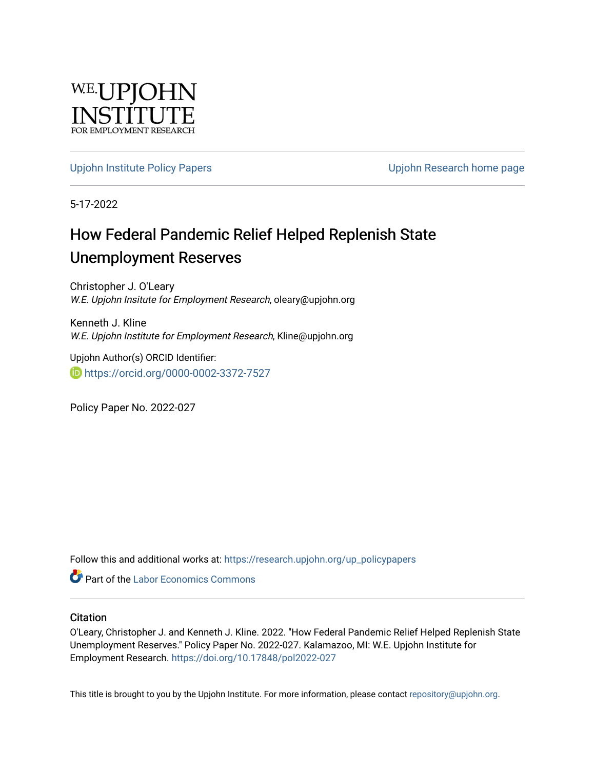W.E. UPJOHN INSTITUTE FOR EMPLOYMENT RESEARCH

Upjohn Institute Policy Papers | Upjohn Research home page

5-17-2022

# How Federal Pandemic Relief Helped Replenish State Unemployment Reserves

Christopher J. O'Leary
*W.E. Upjohn Insitute for Employment Research*, oleary@upjohn.org

Kenneth J. Kline
*W.E. Upjohn Institute for Employment Research*, Kline@upjohn.org

Upjohn Author(s) ORCID Identifier:
https://orcid.org/0000-0002-3372-7527

Policy Paper No. 2022-027

Follow this and additional works at: https://research.upjohn.org/up_policypapers

Part of the Labor Economics Commons

## Citation

O'Leary, Christopher J. and Kenneth J. Kline. 2022. "How Federal Pandemic Relief Helped Replenish State Unemployment Reserves." Policy Paper No. 2022-027. Kalamazoo, MI: W.E. Upjohn Institute for Employment Research. https://doi.org/10.17848/pol2022-027

This title is brought to you by the Upjohn Institute. For more information, please contact repository@upjohn.org.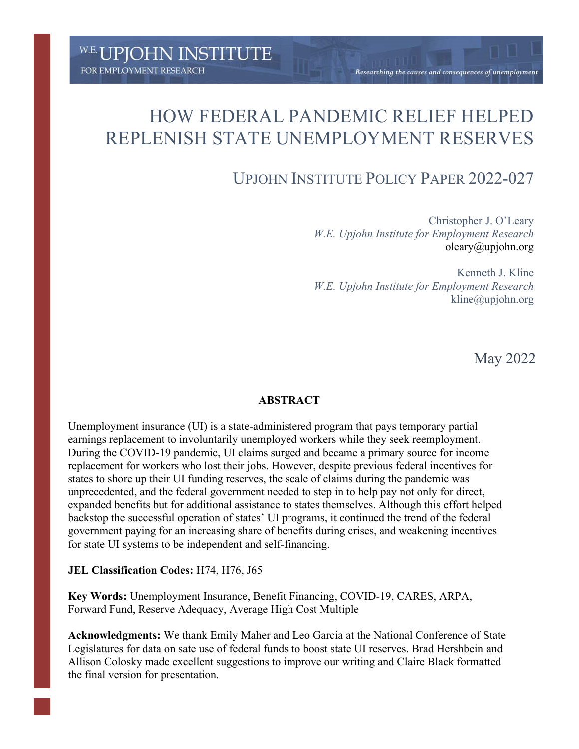W.E. UPJOHN INSTITUTE FOR EMPLOYMENT RESEARCH

*Researching the causes and consequences of unemployment*

# HOW FEDERAL PANDEMIC RELIEF HELPED REPLENISH STATE UNEMPLOYMENT RESERVES

## UPJOHN INSTITUTE POLICY PAPER 2022-027

Christopher J. O'Leary
*W.E. Upjohn Institute for Employment Research*
oleary@upjohn.org

Kenneth J. Kline
*W.E. Upjohn Institute for Employment Research*
kline@upjohn.org

May 2022

### ABSTRACT

Unemployment insurance (UI) is a state-administered program that pays temporary partial earnings replacement to involuntarily unemployed workers while they seek reemployment. During the COVID-19 pandemic, UI claims surged and became a primary source for income replacement for workers who lost their jobs. However, despite previous federal incentives for states to shore up their UI funding reserves, the scale of claims during the pandemic was unprecedented, and the federal government needed to step in to help pay not only for direct, expanded benefits but for additional assistance to states themselves. Although this effort helped backstop the successful operation of states' UI programs, it continued the trend of the federal government paying for an increasing share of benefits during crises, and weakening incentives for state UI systems to be independent and self-financing.

**JEL Classification Codes:** H74, H76, J65

**Key Words:** Unemployment Insurance, Benefit Financing, COVID-19, CARES, ARPA, Forward Fund, Reserve Adequacy, Average High Cost Multiple

**Acknowledgments:** We thank Emily Maher and Leo Garcia at the National Conference of State Legislatures for data on sate use of federal funds to boost state UI reserves. Brad Hershbein and Allison Colosky made excellent suggestions to improve our writing and Claire Black formatted the final version for presentation.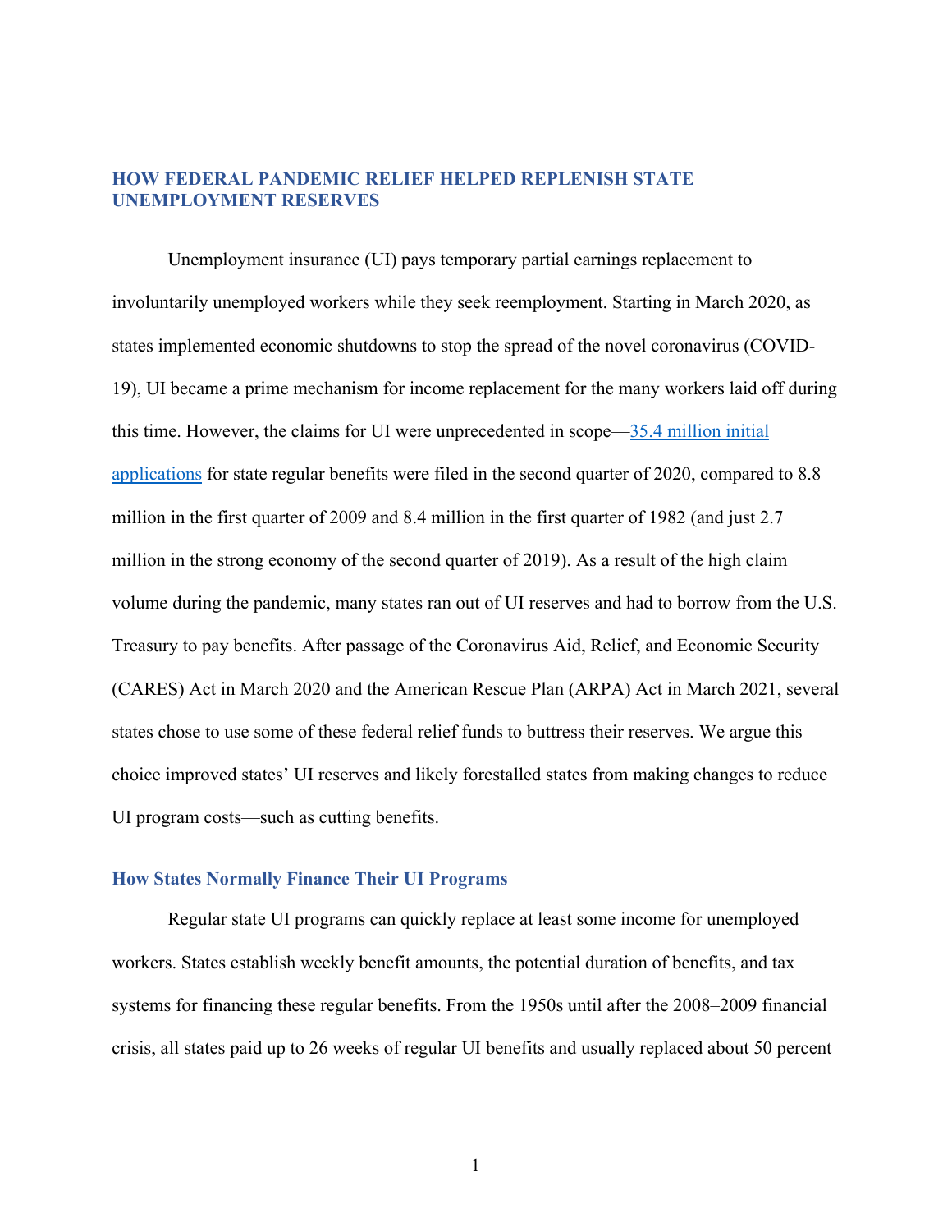## HOW FEDERAL PANDEMIC RELIEF HELPED REPLENISH STATE UNEMPLOYMENT RESERVES

Unemployment insurance (UI) pays temporary partial earnings replacement to involuntarily unemployed workers while they seek reemployment. Starting in March 2020, as states implemented economic shutdowns to stop the spread of the novel coronavirus (COVID-19), UI became a prime mechanism for income replacement for the many workers laid off during this time. However, the claims for UI were unprecedented in scope—35.4 million initial applications for state regular benefits were filed in the second quarter of 2020, compared to 8.8 million in the first quarter of 2009 and 8.4 million in the first quarter of 1982 (and just 2.7 million in the strong economy of the second quarter of 2019). As a result of the high claim volume during the pandemic, many states ran out of UI reserves and had to borrow from the U.S. Treasury to pay benefits. After passage of the Coronavirus Aid, Relief, and Economic Security (CARES) Act in March 2020 and the American Rescue Plan (ARPA) Act in March 2021, several states chose to use some of these federal relief funds to buttress their reserves. We argue this choice improved states' UI reserves and likely forestalled states from making changes to reduce UI program costs—such as cutting benefits.

### How States Normally Finance Their UI Programs

Regular state UI programs can quickly replace at least some income for unemployed workers. States establish weekly benefit amounts, the potential duration of benefits, and tax systems for financing these regular benefits. From the 1950s until after the 2008–2009 financial crisis, all states paid up to 26 weeks of regular UI benefits and usually replaced about 50 percent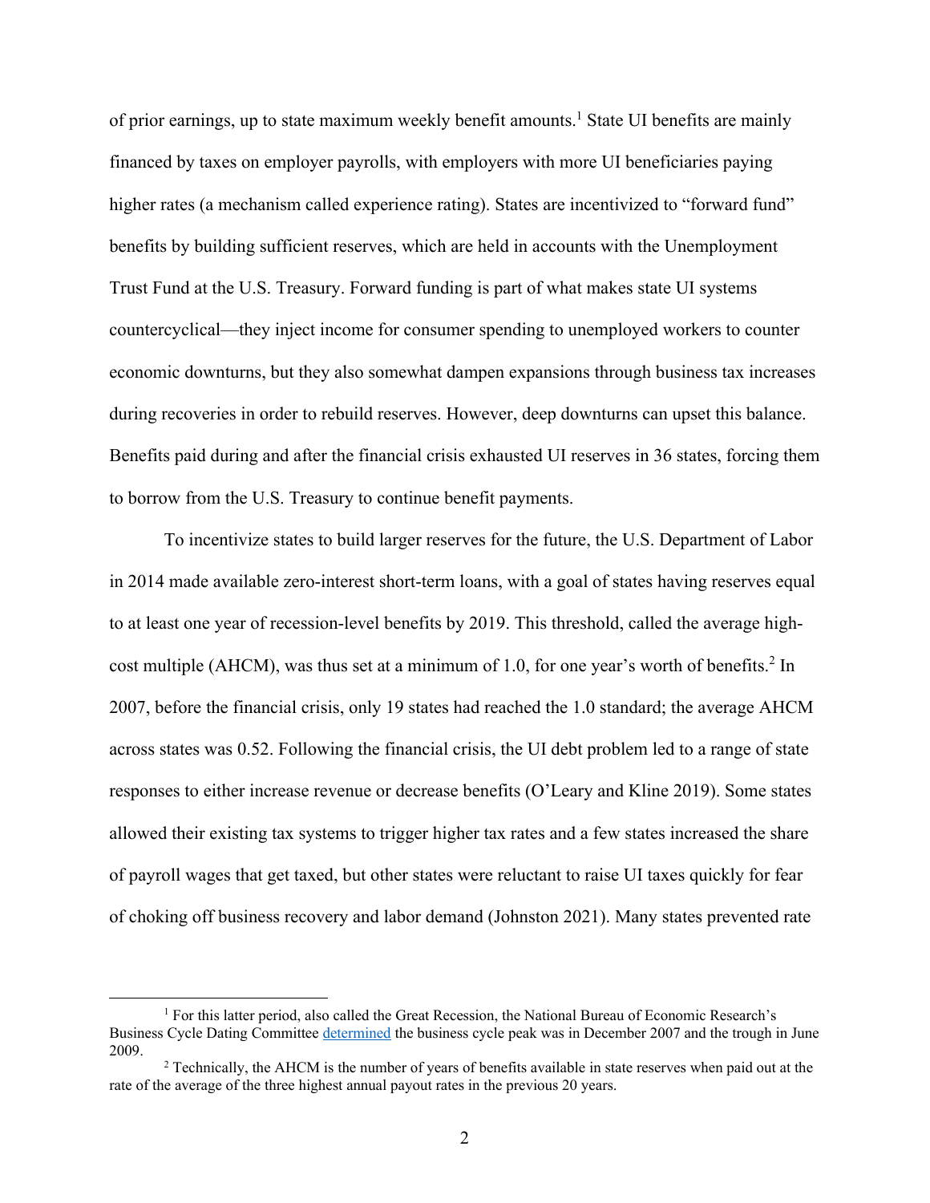of prior earnings, up to state maximum weekly benefit amounts.[1] State UI benefits are mainly financed by taxes on employer payrolls, with employers with more UI beneficiaries paying higher rates (a mechanism called experience rating). States are incentivized to "forward fund" benefits by building sufficient reserves, which are held in accounts with the Unemployment Trust Fund at the U.S. Treasury. Forward funding is part of what makes state UI systems countercyclical—they inject income for consumer spending to unemployed workers to counter economic downturns, but they also somewhat dampen expansions through business tax increases during recoveries in order to rebuild reserves. However, deep downturns can upset this balance. Benefits paid during and after the financial crisis exhausted UI reserves in 36 states, forcing them to borrow from the U.S. Treasury to continue benefit payments.

To incentivize states to build larger reserves for the future, the U.S. Department of Labor in 2014 made available zero-interest short-term loans, with a goal of states having reserves equal to at least one year of recession-level benefits by 2019. This threshold, called the average high-cost multiple (AHCM), was thus set at a minimum of 1.0, for one year's worth of benefits.[2] In 2007, before the financial crisis, only 19 states had reached the 1.0 standard; the average AHCM across states was 0.52. Following the financial crisis, the UI debt problem led to a range of state responses to either increase revenue or decrease benefits (O'Leary and Kline 2019). Some states allowed their existing tax systems to trigger higher tax rates and a few states increased the share of payroll wages that get taxed, but other states were reluctant to raise UI taxes quickly for fear of choking off business recovery and labor demand (Johnston 2021). Many states prevented rate

---

[1] For this latter period, also called the Great Recession, the National Bureau of Economic Research's Business Cycle Dating Committee determined the business cycle peak was in December 2007 and the trough in June 2009.

[2] Technically, the AHCM is the number of years of benefits available in state reserves when paid out at the rate of the average of the three highest annual payout rates in the previous 20 years.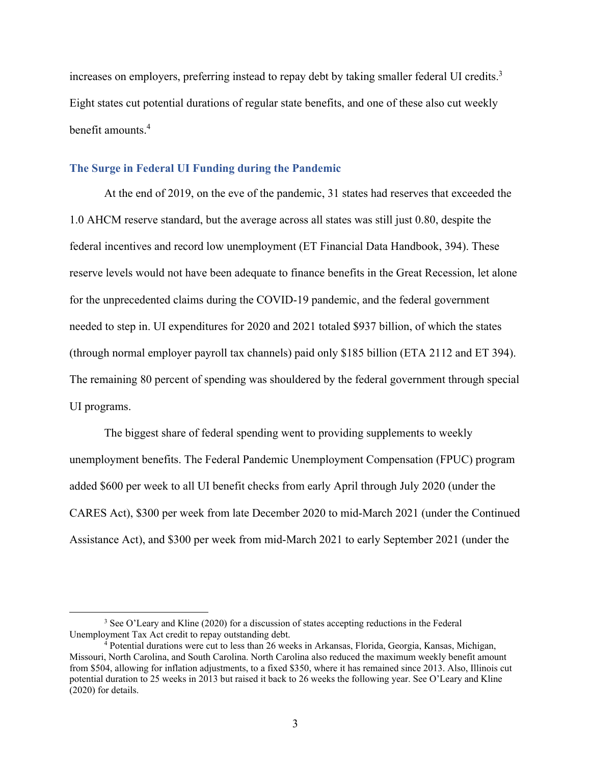increases on employers, preferring instead to repay debt by taking smaller federal UI credits.[3] Eight states cut potential durations of regular state benefits, and one of these also cut weekly benefit amounts.[4]

## The Surge in Federal UI Funding during the Pandemic

At the end of 2019, on the eve of the pandemic, 31 states had reserves that exceeded the 1.0 AHCM reserve standard, but the average across all states was still just 0.80, despite the federal incentives and record low unemployment (ET Financial Data Handbook, 394). These reserve levels would not have been adequate to finance benefits in the Great Recession, let alone for the unprecedented claims during the COVID-19 pandemic, and the federal government needed to step in. UI expenditures for 2020 and 2021 totaled $937 billion, of which the states (through normal employer payroll tax channels) paid only $185 billion (ETA 2112 and ET 394). The remaining 80 percent of spending was shouldered by the federal government through special UI programs.

The biggest share of federal spending went to providing supplements to weekly unemployment benefits. The Federal Pandemic Unemployment Compensation (FPUC) program added $600 per week to all UI benefit checks from early April through July 2020 (under the CARES Act), $300 per week from late December 2020 to mid-March 2021 (under the Continued Assistance Act), and $300 per week from mid-March 2021 to early September 2021 (under the

---

[3] See O'Leary and Kline (2020) for a discussion of states accepting reductions in the Federal Unemployment Tax Act credit to repay outstanding debt.

[4] Potential durations were cut to less than 26 weeks in Arkansas, Florida, Georgia, Kansas, Michigan, Missouri, North Carolina, and South Carolina. North Carolina also reduced the maximum weekly benefit amount from $504, allowing for inflation adjustments, to a fixed $350, where it has remained since 2013. Also, Illinois cut potential duration to 25 weeks in 2013 but raised it back to 26 weeks the following year. See O'Leary and Kline (2020) for details.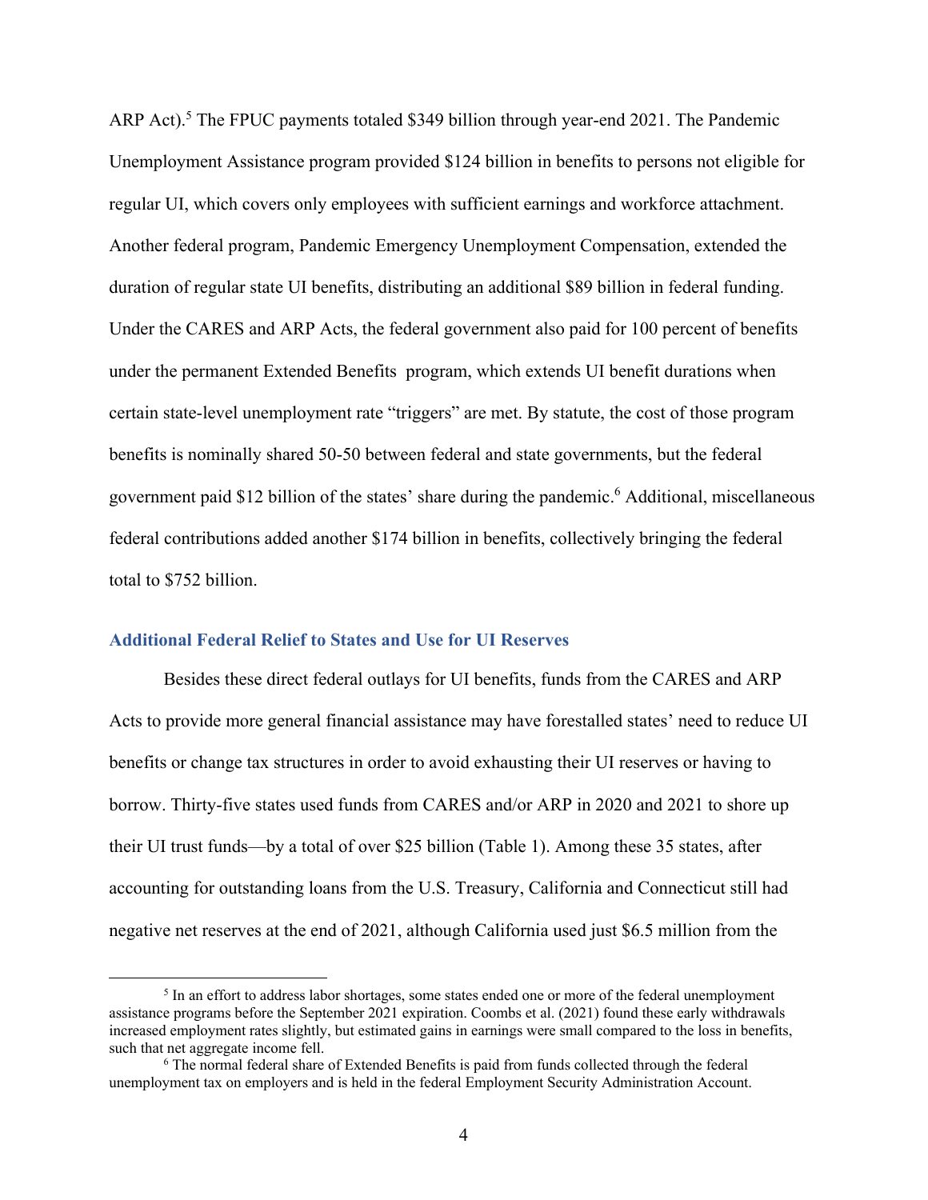ARP Act).[5] The FPUC payments totaled $349 billion through year-end 2021. The Pandemic Unemployment Assistance program provided $124 billion in benefits to persons not eligible for regular UI, which covers only employees with sufficient earnings and workforce attachment. Another federal program, Pandemic Emergency Unemployment Compensation, extended the duration of regular state UI benefits, distributing an additional $89 billion in federal funding. Under the CARES and ARP Acts, the federal government also paid for 100 percent of benefits under the permanent Extended Benefits program, which extends UI benefit durations when certain state-level unemployment rate "triggers" are met. By statute, the cost of those program benefits is nominally shared 50-50 between federal and state governments, but the federal government paid $12 billion of the states' share during the pandemic.[6] Additional, miscellaneous federal contributions added another $174 billion in benefits, collectively bringing the federal total to $752 billion.

### Additional Federal Relief to States and Use for UI Reserves

Besides these direct federal outlays for UI benefits, funds from the CARES and ARP Acts to provide more general financial assistance may have forestalled states' need to reduce UI benefits or change tax structures in order to avoid exhausting their UI reserves or having to borrow. Thirty-five states used funds from CARES and/or ARP in 2020 and 2021 to shore up their UI trust funds—by a total of over $25 billion (Table 1). Among these 35 states, after accounting for outstanding loans from the U.S. Treasury, California and Connecticut still had negative net reserves at the end of 2021, although California used just $6.5 million from the

[5] In an effort to address labor shortages, some states ended one or more of the federal unemployment assistance programs before the September 2021 expiration. Coombs et al. (2021) found these early withdrawals increased employment rates slightly, but estimated gains in earnings were small compared to the loss in benefits, such that net aggregate income fell.

[6] The normal federal share of Extended Benefits is paid from funds collected through the federal unemployment tax on employers and is held in the federal Employment Security Administration Account.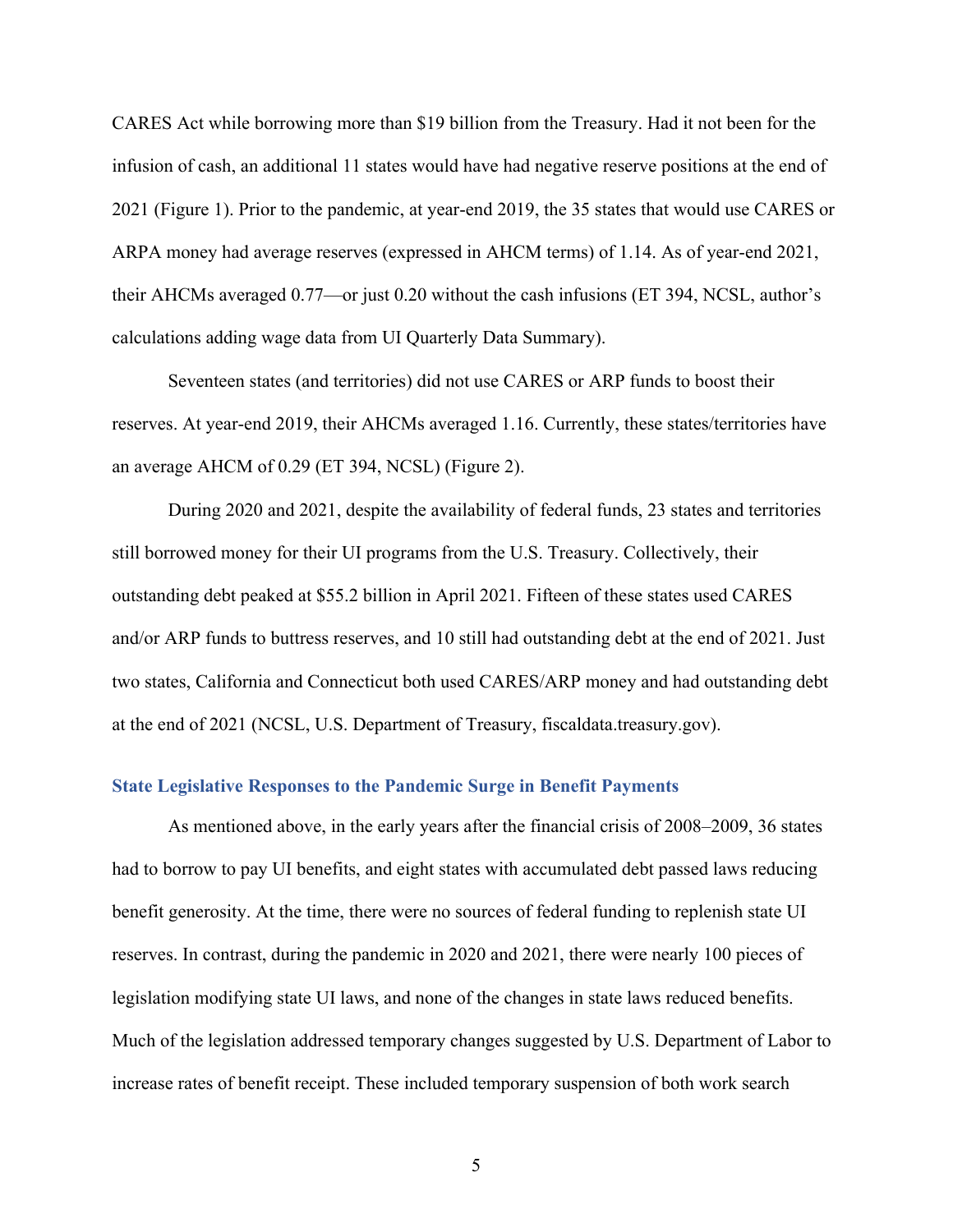CARES Act while borrowing more than $19 billion from the Treasury. Had it not been for the infusion of cash, an additional 11 states would have had negative reserve positions at the end of 2021 (Figure 1). Prior to the pandemic, at year-end 2019, the 35 states that would use CARES or ARPA money had average reserves (expressed in AHCM terms) of 1.14. As of year-end 2021, their AHCMs averaged 0.77—or just 0.20 without the cash infusions (ET 394, NCSL, author's calculations adding wage data from UI Quarterly Data Summary).

Seventeen states (and territories) did not use CARES or ARP funds to boost their reserves. At year-end 2019, their AHCMs averaged 1.16. Currently, these states/territories have an average AHCM of 0.29 (ET 394, NCSL) (Figure 2).

During 2020 and 2021, despite the availability of federal funds, 23 states and territories still borrowed money for their UI programs from the U.S. Treasury. Collectively, their outstanding debt peaked at $55.2 billion in April 2021. Fifteen of these states used CARES and/or ARP funds to buttress reserves, and 10 still had outstanding debt at the end of 2021. Just two states, California and Connecticut both used CARES/ARP money and had outstanding debt at the end of 2021 (NCSL, U.S. Department of Treasury, fiscaldata.treasury.gov).

## State Legislative Responses to the Pandemic Surge in Benefit Payments

As mentioned above, in the early years after the financial crisis of 2008–2009, 36 states had to borrow to pay UI benefits, and eight states with accumulated debt passed laws reducing benefit generosity. At the time, there were no sources of federal funding to replenish state UI reserves. In contrast, during the pandemic in 2020 and 2021, there were nearly 100 pieces of legislation modifying state UI laws, and none of the changes in state laws reduced benefits. Much of the legislation addressed temporary changes suggested by U.S. Department of Labor to increase rates of benefit receipt. These included temporary suspension of both work search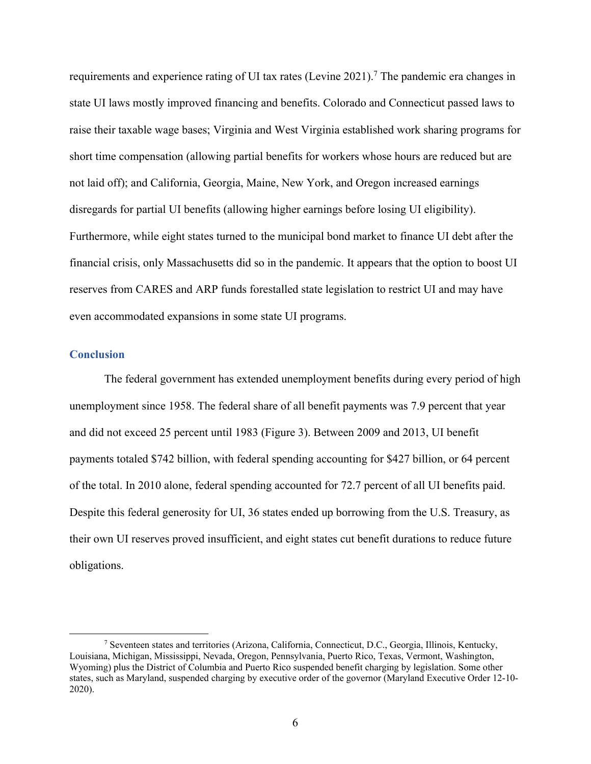requirements and experience rating of UI tax rates (Levine 2021).[7] The pandemic era changes in state UI laws mostly improved financing and benefits. Colorado and Connecticut passed laws to raise their taxable wage bases; Virginia and West Virginia established work sharing programs for short time compensation (allowing partial benefits for workers whose hours are reduced but are not laid off); and California, Georgia, Maine, New York, and Oregon increased earnings disregards for partial UI benefits (allowing higher earnings before losing UI eligibility). Furthermore, while eight states turned to the municipal bond market to finance UI debt after the financial crisis, only Massachusetts did so in the pandemic. It appears that the option to boost UI reserves from CARES and ARP funds forestalled state legislation to restrict UI and may have even accommodated expansions in some state UI programs.

## Conclusion

The federal government has extended unemployment benefits during every period of high unemployment since 1958. The federal share of all benefit payments was 7.9 percent that year and did not exceed 25 percent until 1983 (Figure 3). Between 2009 and 2013, UI benefit payments totaled $742 billion, with federal spending accounting for $427 billion, or 64 percent of the total. In 2010 alone, federal spending accounted for 72.7 percent of all UI benefits paid. Despite this federal generosity for UI, 36 states ended up borrowing from the U.S. Treasury, as their own UI reserves proved insufficient, and eight states cut benefit durations to reduce future obligations.

[7] Seventeen states and territories (Arizona, California, Connecticut, D.C., Georgia, Illinois, Kentucky, Louisiana, Michigan, Mississippi, Nevada, Oregon, Pennsylvania, Puerto Rico, Texas, Vermont, Washington, Wyoming) plus the District of Columbia and Puerto Rico suspended benefit charging by legislation. Some other states, such as Maryland, suspended charging by executive order of the governor (Maryland Executive Order 12-10-2020).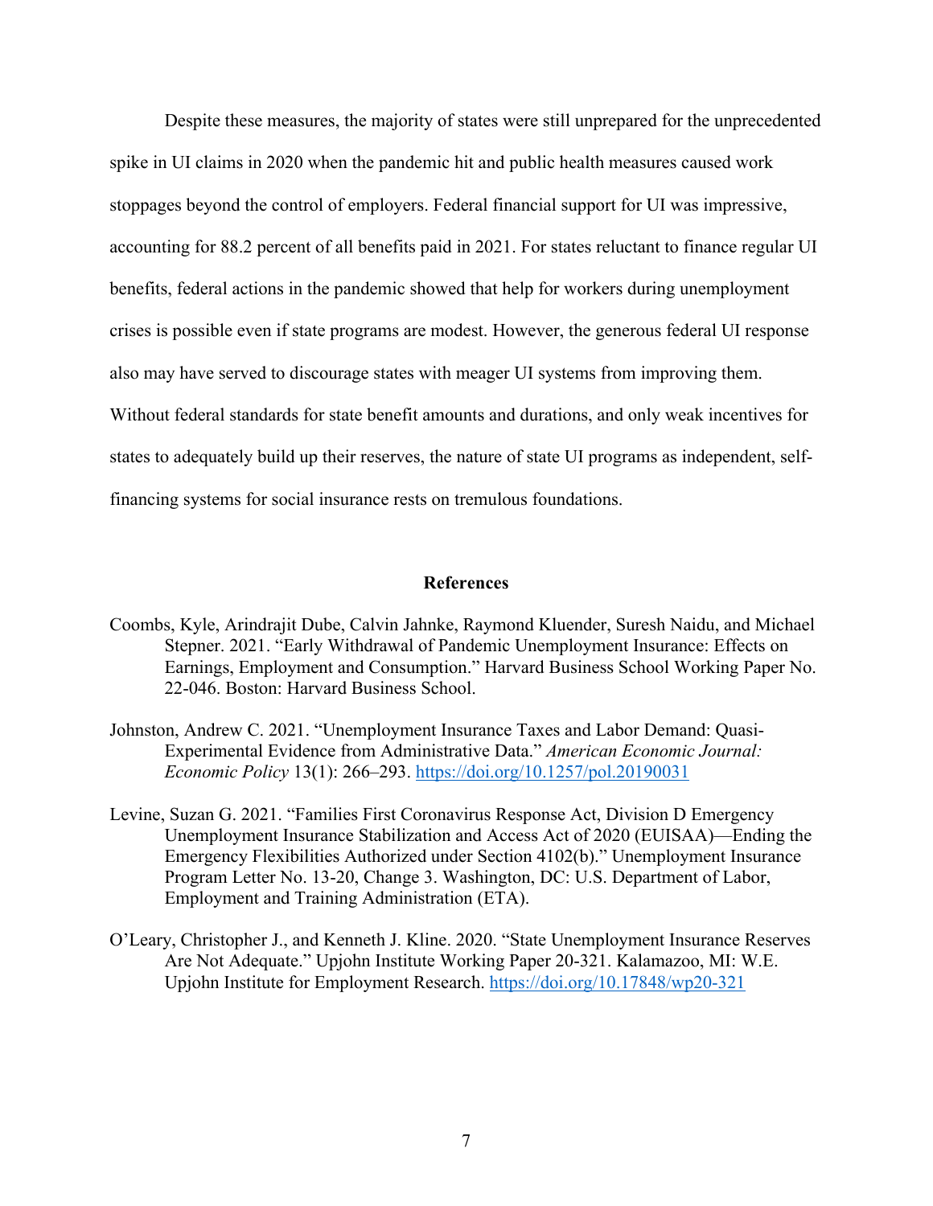Despite these measures, the majority of states were still unprepared for the unprecedented spike in UI claims in 2020 when the pandemic hit and public health measures caused work stoppages beyond the control of employers. Federal financial support for UI was impressive, accounting for 88.2 percent of all benefits paid in 2021. For states reluctant to finance regular UI benefits, federal actions in the pandemic showed that help for workers during unemployment crises is possible even if state programs are modest. However, the generous federal UI response also may have served to discourage states with meager UI systems from improving them. Without federal standards for state benefit amounts and durations, and only weak incentives for states to adequately build up their reserves, the nature of state UI programs as independent, self-financing systems for social insurance rests on tremulous foundations.

## References

Coombs, Kyle, Arindrajit Dube, Calvin Jahnke, Raymond Kluender, Suresh Naidu, and Michael Stepner. 2021. "Early Withdrawal of Pandemic Unemployment Insurance: Effects on Earnings, Employment and Consumption." Harvard Business School Working Paper No. 22-046. Boston: Harvard Business School.

Johnston, Andrew C. 2021. "Unemployment Insurance Taxes and Labor Demand: Quasi-Experimental Evidence from Administrative Data." *American Economic Journal: Economic Policy* 13(1): 266–293. https://doi.org/10.1257/pol.20190031

Levine, Suzan G. 2021. "Families First Coronavirus Response Act, Division D Emergency Unemployment Insurance Stabilization and Access Act of 2020 (EUISAA)—Ending the Emergency Flexibilities Authorized under Section 4102(b)." Unemployment Insurance Program Letter No. 13-20, Change 3. Washington, DC: U.S. Department of Labor, Employment and Training Administration (ETA).

O'Leary, Christopher J., and Kenneth J. Kline. 2020. "State Unemployment Insurance Reserves Are Not Adequate." Upjohn Institute Working Paper 20-321. Kalamazoo, MI: W.E. Upjohn Institute for Employment Research. https://doi.org/10.17848/wp20-321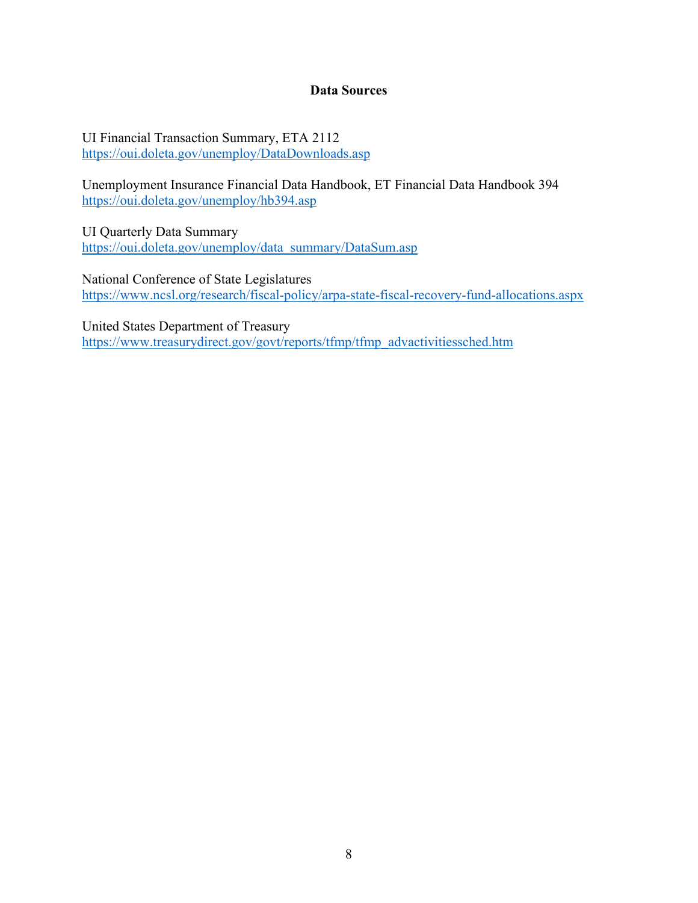## Data Sources

UI Financial Transaction Summary, ETA 2112
https://oui.doleta.gov/unemploy/DataDownloads.asp

Unemployment Insurance Financial Data Handbook, ET Financial Data Handbook 394
https://oui.doleta.gov/unemploy/hb394.asp

UI Quarterly Data Summary
https://oui.doleta.gov/unemploy/data_summary/DataSum.asp

National Conference of State Legislatures
https://www.ncsl.org/research/fiscal-policy/arpa-state-fiscal-recovery-fund-allocations.aspx

United States Department of Treasury
https://www.treasurydirect.gov/govt/reports/tfmp/tfmp_advactivitiessched.htm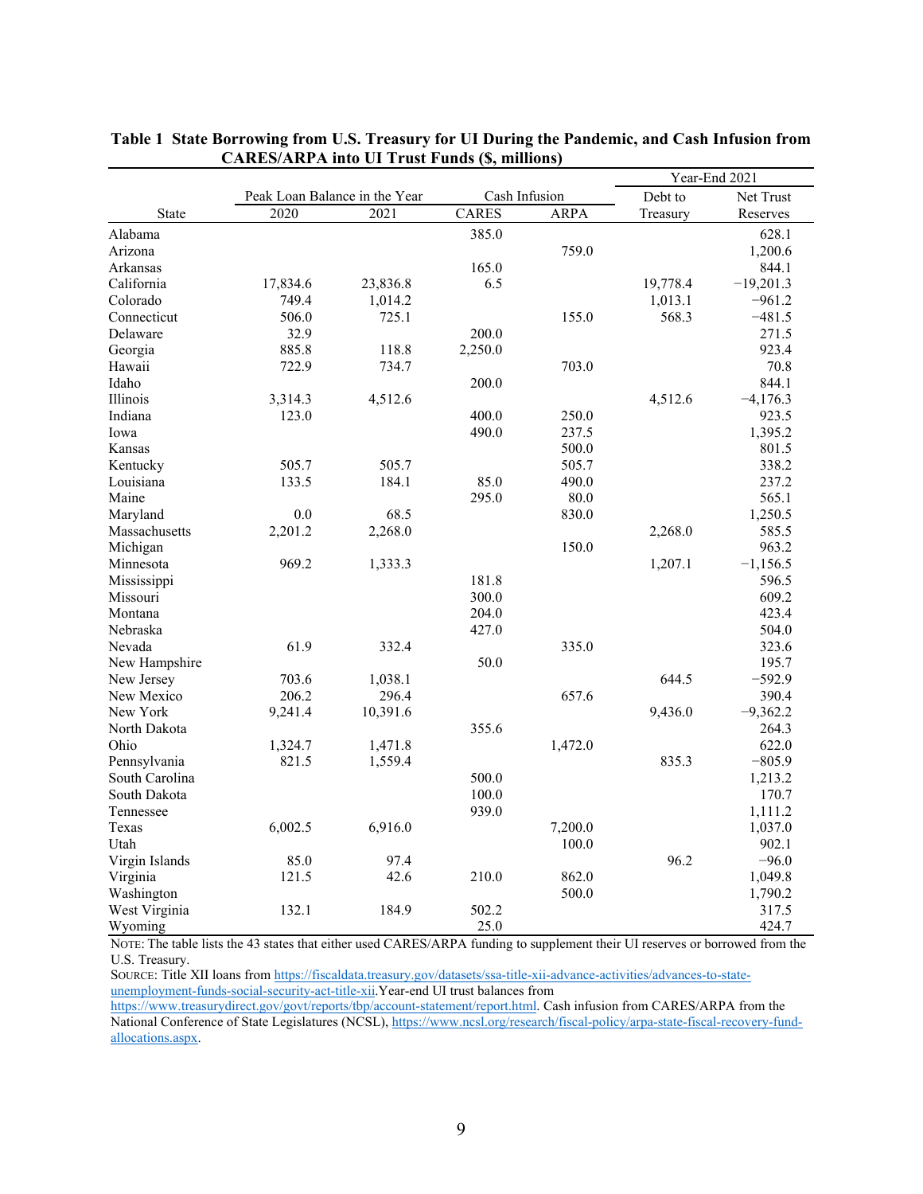**Table 1 State Borrowing from U.S. Treasury for UI During the Pandemic, and Cash Infusion from CARES/ARPA into UI Trust Funds ($, millions)**

| | Peak Loan Balance in the Year | | Cash Infusion | | Year-End 2021 | |
|---|---|---|---|---|---|---|
| State | 2020 | 2021 | CARES | ARPA | Debt to Treasury | Net Trust Reserves |
| Alabama | | | 385.0 | | | 628.1 |
| Arizona | | | | 759.0 | | 1,200.6 |
| Arkansas | | | 165.0 | | | 844.1 |
| California | 17,834.6 | 23,836.8 | 6.5 | | 19,778.4 | −19,201.3 |
| Colorado | 749.4 | 1,014.2 | | | 1,013.1 | −961.2 |
| Connecticut | 506.0 | 725.1 | | 155.0 | 568.3 | −481.5 |
| Delaware | 32.9 | | 200.0 | | | 271.5 |
| Georgia | 885.8 | 118.8 | 2,250.0 | | | 923.4 |
| Hawaii | 722.9 | 734.7 | | 703.0 | | 70.8 |
| Idaho | | | 200.0 | | | 844.1 |
| Illinois | 3,314.3 | 4,512.6 | | | 4,512.6 | −4,176.3 |
| Indiana | 123.0 | | 400.0 | 250.0 | | 923.5 |
| Iowa | | | 490.0 | 237.5 | | 1,395.2 |
| Kansas | | | | 500.0 | | 801.5 |
| Kentucky | 505.7 | 505.7 | | 505.7 | | 338.2 |
| Louisiana | 133.5 | 184.1 | 85.0 | 490.0 | | 237.2 |
| Maine | | | 295.0 | 80.0 | | 565.1 |
| Maryland | 0.0 | 68.5 | | 830.0 | | 1,250.5 |
| Massachusetts | 2,201.2 | 2,268.0 | | | 2,268.0 | 585.5 |
| Michigan | | | | 150.0 | | 963.2 |
| Minnesota | 969.2 | 1,333.3 | | | 1,207.1 | −1,156.5 |
| Mississippi | | | 181.8 | | | 596.5 |
| Missouri | | | 300.0 | | | 609.2 |
| Montana | | | 204.0 | | | 423.4 |
| Nebraska | | | 427.0 | | | 504.0 |
| Nevada | 61.9 | 332.4 | | 335.0 | | 323.6 |
| New Hampshire | | | 50.0 | | | 195.7 |
| New Jersey | 703.6 | 1,038.1 | | | 644.5 | −592.9 |
| New Mexico | 206.2 | 296.4 | | 657.6 | | 390.4 |
| New York | 9,241.4 | 10,391.6 | | | 9,436.0 | −9,362.2 |
| North Dakota | | | 355.6 | | | 264.3 |
| Ohio | 1,324.7 | 1,471.8 | | 1,472.0 | | 622.0 |
| Pennsylvania | 821.5 | 1,559.4 | | | 835.3 | −805.9 |
| South Carolina | | | 500.0 | | | 1,213.2 |
| South Dakota | | | 100.0 | | | 170.7 |
| Tennessee | | | 939.0 | | | 1,111.2 |
| Texas | 6,002.5 | 6,916.0 | | 7,200.0 | | 1,037.0 |
| Utah | | | | 100.0 | | 902.1 |
| Virgin Islands | 85.0 | 97.4 | | | 96.2 | −96.0 |
| Virginia | 121.5 | 42.6 | 210.0 | 862.0 | | 1,049.8 |
| Washington | | | | 500.0 | | 1,790.2 |
| West Virginia | 132.1 | 184.9 | 502.2 | | | 317.5 |
| Wyoming | | | 25.0 | | | 424.7 |

NOTE: The table lists the 43 states that either used CARES/ARPA funding to supplement their UI reserves or borrowed from the U.S. Treasury.

SOURCE: Title XII loans from https://fiscaldata.treasury.gov/datasets/ssa-title-xii-advance-activities/advances-to-state-unemployment-funds-social-security-act-title-xii. Year-end UI trust balances from https://www.treasurydirect.gov/govt/reports/tbp/account-statement/report.html. Cash infusion from CARES/ARPA from the National Conference of State Legislatures (NCSL), https://www.ncsl.org/research/fiscal-policy/arpa-state-fiscal-recovery-fund-allocations.aspx.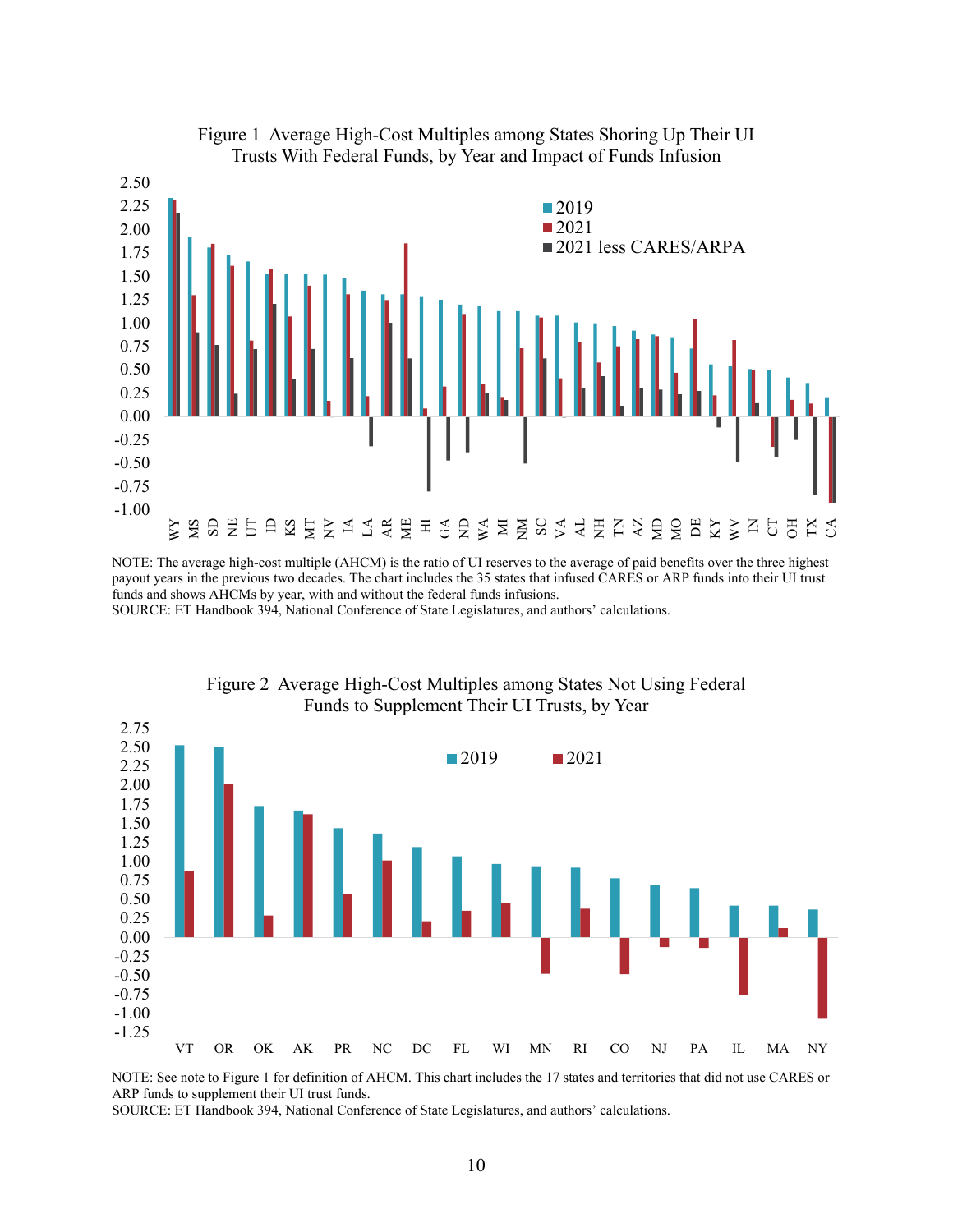Figure 1 Average High-Cost Multiples among States Shoring Up Their UI Trusts With Federal Funds, by Year and Impact of Funds Infusion

2.50
2.25
2.00
1.75
1.50
1.25
1.00
0.75
0.50
0.25
0.00
-0.25
-0.50
-0.75
-1.00

2019
2021
2021 less CARES/ARPA

WY MS SD NE UT ID KS MT NV IA LA AR ME HI GA ND WA MI NM SC VA AL NH TN AZ MD MO DE KY WV IN CT OH TX CA

NOTE: The average high-cost multiple (AHCM) is the ratio of UI reserves to the average of paid benefits over the three highest payout years in the previous two decades. The chart includes the 35 states that infused CARES or ARP funds into their UI trust funds and shows AHCMs by year, with and without the federal funds infusions.
SOURCE: ET Handbook 394, National Conference of State Legislatures, and authors' calculations.

Figure 2 Average High-Cost Multiples among States Not Using Federal Funds to Supplement Their UI Trusts, by Year

2.75
2.50
2.25
2.00
1.75
1.50
1.25
1.00
0.75
0.50
0.25
0.00
-0.25
-0.50
-0.75
-1.00
-1.25

2019
2021

VT OR OK AK PR NC DC FL WI MN RI CO NJ PA IL MA NY

NOTE: See note to Figure 1 for definition of AHCM. This chart includes the 17 states and territories that did not use CARES or ARP funds to supplement their UI trust funds.
SOURCE: ET Handbook 394, National Conference of State Legislatures, and authors' calculations.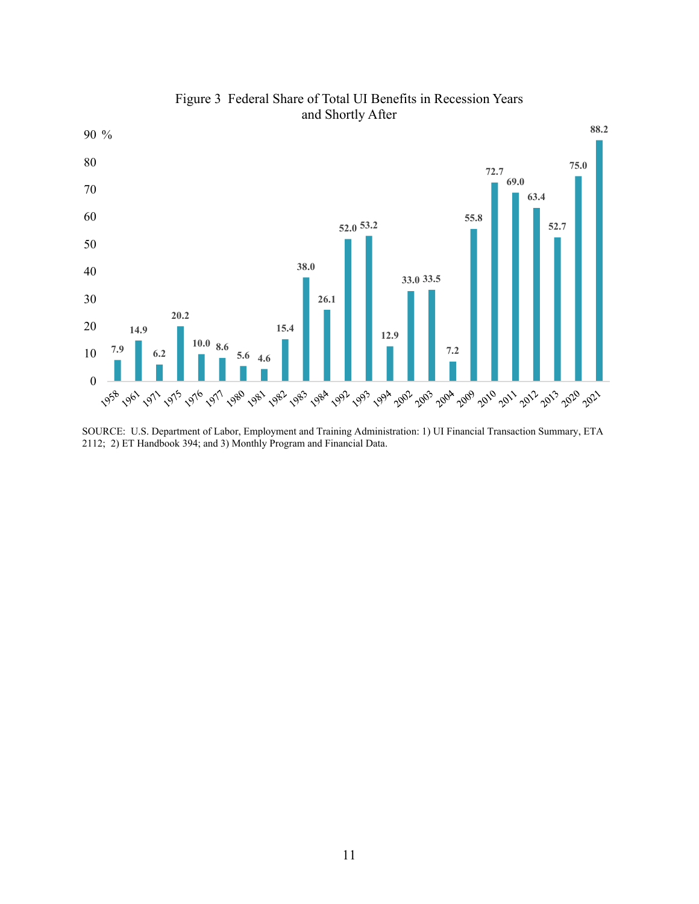Figure 3 Federal Share of Total UI Benefits in Recession Years and Shortly After

90 %
80
70
60
50
40
30
20
10
0

7.9
14.9
6.2
20.2
10.0
8.6
5.6
4.6
15.4
38.0
26.1
52.0
53.2
12.9
33.0
33.5
7.2
55.8
72.7
69.0
63.4
52.7
75.0
88.2

1958
1961
1971
1975
1976
1977
1980
1981
1982
1983
1984
1992
1993
1994
2002
2003
2004
2009
2010
2011
2012
2013
2020
2021

SOURCE: U.S. Department of Labor, Employment and Training Administration: 1) UI Financial Transaction Summary, ETA 2112; 2) ET Handbook 394; and 3) Monthly Program and Financial Data.